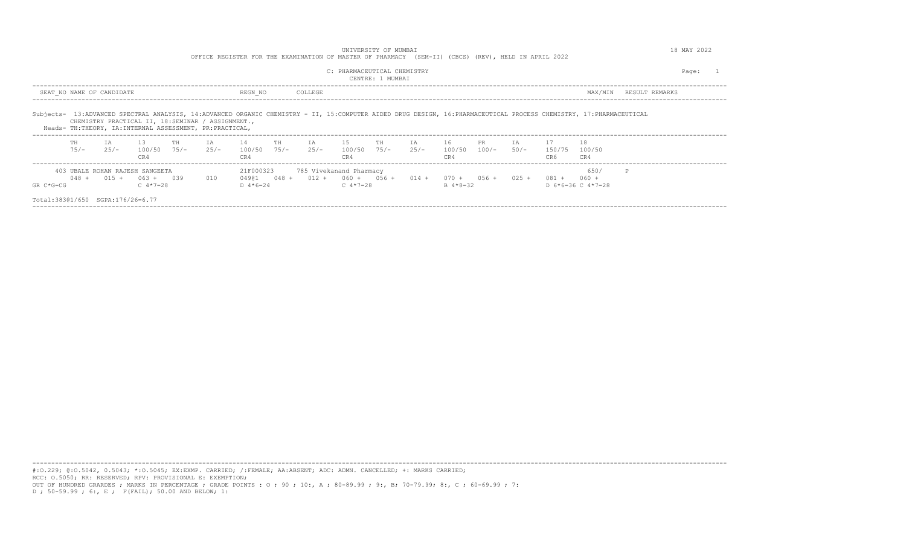UNIVERSITY OF MUMBAI

OFFICE REGISTER FOR THE EXAMINATION OF MASTER OF PHARMACY (SEM-II) (CBCS) (REV), HELD IN APRIL 2022

18 MAY 2022

C: PHARMACEUTICAL CHEMISTRY

CENTRE: 1 MUMBAI

| SEAT_NO | NAME OF CANDIDATE | REGN_NO | COLLEGE | MAX/MIN | RESULT | REMARKS |
|---|---|---|---|---|---|---|

Subjects- 13:ADVANCED SPECTRAL ANALYSIS, 14:ADVANCED ORGANIC CHEMISTRY - II, 15:COMPUTER AIDED DRUG DESIGN, 16:PHARMACEUTICAL PROCESS CHEMISTRY, 17:PHARMACEUTICAL CHEMISTRY PRACTICAL II, 18:SEMINAR / ASSIGNMENT.,

Heads- TH:THEORY, IA:INTERNAL ASSESSMENT, PR:PRACTICAL,

| TH 75/- | IA 25/- | 13 100/50 CR4 | TH 75/- | IA 25/- | 14 100/50 CR4 | TH 75/- | IA 25/- | 15 100/50 CR4 | TH 75/- | IA 25/- | 16 100/50 CR4 | PR 100/- | IA 50/- | 17 150/75 CR6 | 18 100/50 CR4 |
|---|---|---|---|---|---|---|---|---|---|---|---|---|---|---|---|

403 UBALE ROHAN RAJESH SANGEETA — 21F000323 — 785 Vivekanand Pharmacy — 650/ — P

| | TH | IA | 13 | TH | IA | 14 | TH | IA | 15 | TH | IA | 16 | PR | IA | 17 | 18 |
|---|---|---|---|---|---|---|---|---|---|---|---|---|---|---|---|---|
| | 048 + | 015 + | 063 + | 039 | 010 | 049@1 | 048 + | 012 + | 060 + | 056 + | 014 + | 070 + | 056 + | 025 + | 081 + | 060 + |
| GR C*G=CG | | | C 4*7=28 | | | D 4*6=24 | | | C 4*7=28 | | | B 4*8=32 | | | D 6*6=36 | C 4*7=28 |

Total:383@1/650 SGPA:176/26=6.77

#:O.229; @:O.5042, 0.5043; *:O.5045; EX:EXMP. CARRIED; /:FEMALE; AA:ABSENT; ADC: ADMN. CANCELLED; +: MARKS CARRIED;
RCC: O.5050; RR: RESERVED; RPV: PROVISIONAL E: EXEMPTION;
OUT OF HUNDRED GRARDES ; MARKS IN PERCENTAGE ; GRADE POINTS : O ; 90 ; 10:, A ; 80-89.99 ; 9:, B; 70-79.99; 8:, C ; 60-69.99 ; 7:
D ; 50-59.99 ; 6:, E ; F(FAIL); 50.00 AND BELOW; 1: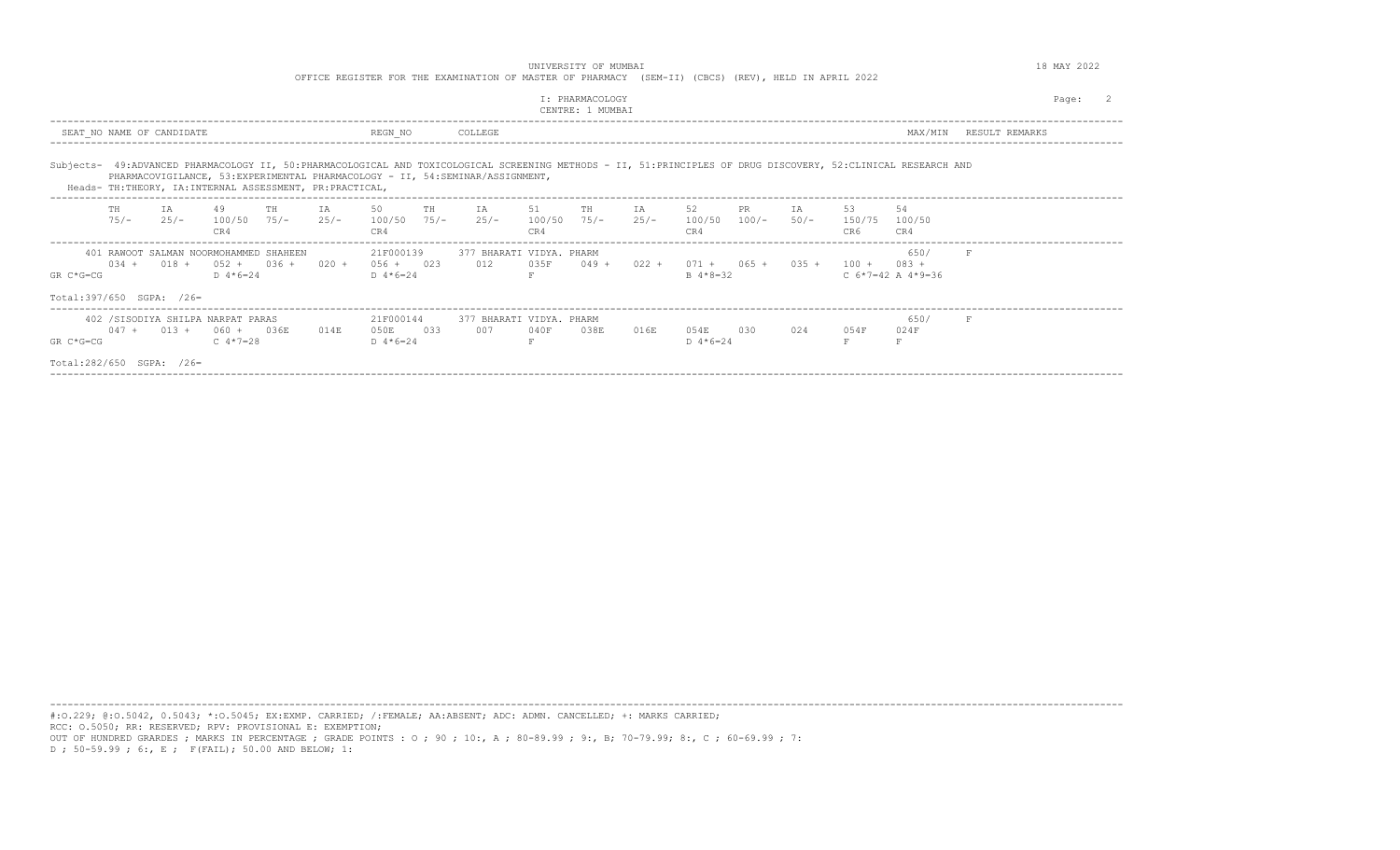UNIVERSITY OF MUMBAI

OFFICE REGISTER FOR THE EXAMINATION OF MASTER OF PHARMACY (SEM-II) (CBCS) (REV), HELD IN APRIL 2022

18 MAY 2022

I: PHARMACOLOGY

CENTRE: 1 MUMBAI

| SEAT_NO | NAME OF CANDIDATE | REGN_NO | COLLEGE | MAX/MIN | RESULT | REMARKS |
|---|---|---|---|---|---|---|

Subjects- 49:ADVANCED PHARMACOLOGY II, 50:PHARMACOLOGICAL AND TOXICOLOGICAL SCREENING METHODS - II, 51:PRINCIPLES OF DRUG DISCOVERY, 52:CLINICAL RESEARCH AND PHARMACOVIGILANCE, 53:EXPERIMENTAL PHARMACOLOGY - II, 54:SEMINAR/ASSIGNMENT,

Heads- TH:THEORY, IA:INTERNAL ASSESSMENT, PR:PRACTICAL,

| | TH 75/- | IA 25/- | 49 100/50 CR4 | TH 75/- | IA 25/- | 50 100/50 CR4 | TH 75/- | IA 25/- | 51 100/50 CR4 | TH 75/- | IA 25/- | 52 100/50 CR4 | PR 100/- | IA 50/- | 53 150/75 CR6 | 54 100/50 CR4 | MAX/MIN | RESULT |
|---|---|---|---|---|---|---|---|---|---|---|---|---|---|---|---|---|---|---|
| 401 RAWOOT SALMAN NOORMOHAMMED SHAHEEN, 21F000139, 377 BHARATI VIDYA. PHARM | 034 + | 018 + | 052 + | 036 + | 020 + | 056 + | 023 | 012 | 035F | 049 + | 022 + | 071 + | 065 + | 035 + | 100 + | 083 + | 650/ | F |
| GR C*G=CG | | | D 4*6=24 | | | D 4*6=24 | | | F | | | B 4*8=32 | | | C 6*7=42 | A 4*9=36 | | |
| 402 /SISODIYA SHILPA NARPAT PARAS, 21F000144, 377 BHARATI VIDYA. PHARM | 047 + | 013 + | 060 + | 036E | 014E | 050E | 033 | 007 | 040F | 038E | 016E | 054E | 030 | 024 | 054F | 024F | 650/ | F |
| GR C*G=CG | | | C 4*7=28 | | | D 4*6=24 | | | F | | | D 4*6=24 | | | F | F | | |

Total:397/650 SGPA: /26= (Seat No. 401)

Total:282/650 SGPA: /26= (Seat No. 402)

#:O.229; @:O.5042, 0.5043; *:O.5045; EX:EXMP. CARRIED; /:FEMALE; AA:ABSENT; ADC: ADMN. CANCELLED; +: MARKS CARRIED;
RCC: O.5050; RR: RESERVED; RPV: PROVISIONAL E: EXEMPTION;
OUT OF HUNDRED GRARDES ; MARKS IN PERCENTAGE ; GRADE POINTS : O ; 90 ; 10:, A ; 80-89.99 ; 9:, B; 70-79.99; 8:, C ; 60-69.99 ; 7:
D ; 50-59.99 ; 6:, E ; F(FAIL); 50.00 AND BELOW; 1: